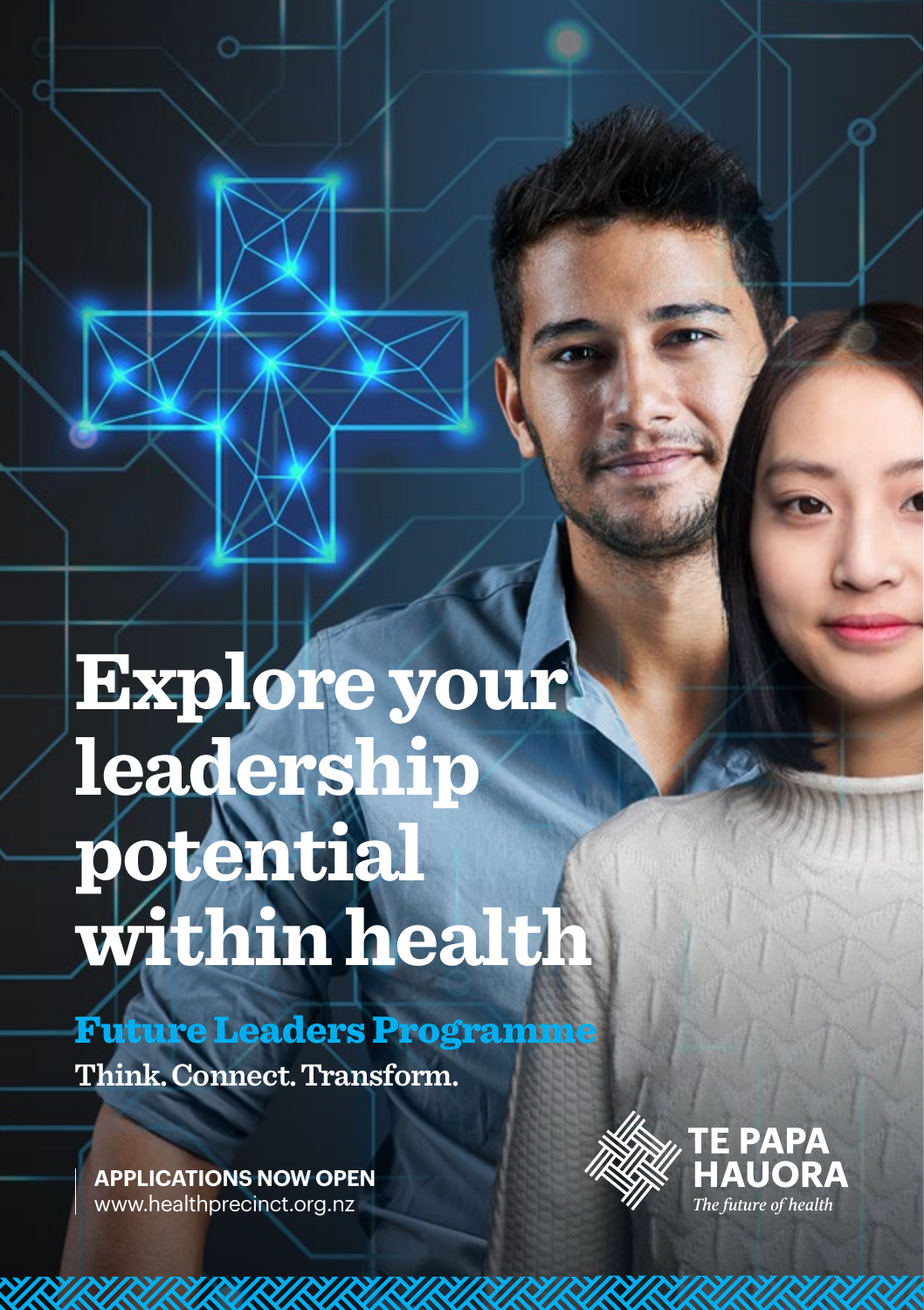# Explore your leadership potential within health

## Future Leaders Programme

**Think. Connect. Transform.**

**APPLICATIONS NOW OPEN**
www.healthprecinct.org.nz

TE PAPA HAUORA
*The future of health*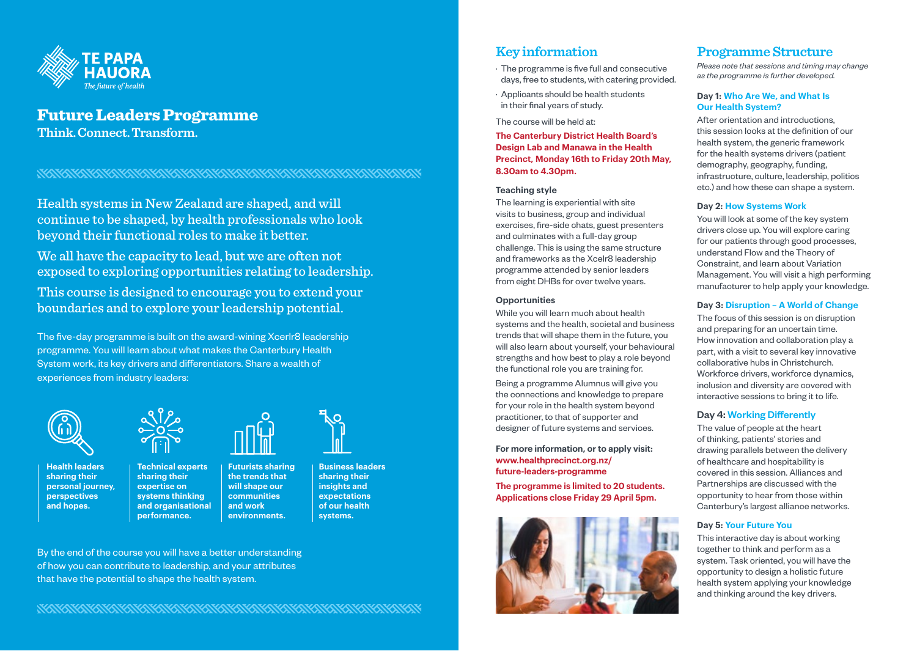TE PAPA HAUORA
*The future of health*

# Future Leaders Programme

**Think. Connect. Transform.**

Health systems in New Zealand are shaped, and will continue to be shaped, by health professionals who look beyond their functional roles to make it better.

We all have the capacity to lead, but we are often not exposed to exploring opportunities relating to leadership.

This course is designed to encourage you to extend your boundaries and to explore your leadership potential.

The five-day programme is built on the award-wining Xcerlr8 leadership programme. You will learn about what makes the Canterbury Health System work, its key drivers and differentiators. Share a wealth of experiences from industry leaders:

**Health leaders sharing their personal journey, perspectives and hopes.**

**Technical experts sharing their expertise on systems thinking and organisational performance.**

**Futurists sharing the trends that will shape our communities and work environments.**

**Business leaders sharing their insights and expectations of our health systems.**

By the end of the course you will have a better understanding of how you can contribute to leadership, and your attributes that have the potential to shape the health system.

## Key information

- The programme is five full and consecutive days, free to students, with catering provided.
- Applicants should be health students in their final years of study.

The course will be held at:

**The Canterbury District Health Board's Design Lab and Manawa in the Health Precinct, Monday 16th to Friday 20th May, 8.30am to 4.30pm.**

### Teaching style

The learning is experiential with site visits to business, group and individual exercises, fire-side chats, guest presenters and culminates with a full-day group challenge. This is using the same structure and frameworks as the Xcelr8 leadership programme attended by senior leaders from eight DHBs for over twelve years.

### Opportunities

While you will learn much about health systems and the health, societal and business trends that will shape them in the future, you will also learn about yourself, your behavioural strengths and how best to play a role beyond the functional role you are training for.

Being a programme Alumnus will give you the connections and knowledge to prepare for your role in the health system beyond practitioner, to that of supporter and designer of future systems and services.

**For more information, or to apply visit:**
**www.healthprecinct.org.nz/future-leaders-programme**

**The programme is limited to 20 students. Applications close Friday 29 April 5pm.**

## Programme Structure

*Please note that sessions and timing may change as the programme is further developed.*

### Day 1: Who Are We, and What Is Our Health System?

After orientation and introductions, this session looks at the definition of our health system, the generic framework for the health systems drivers (patient demography, geography, funding, infrastructure, culture, leadership, politics etc.) and how these can shape a system.

### Day 2: How Systems Work

You will look at some of the key system drivers close up. You will explore caring for our patients through good processes, understand Flow and the Theory of Constraint, and learn about Variation Management. You will visit a high performing manufacturer to help apply your knowledge.

### Day 3: Disruption – A World of Change

The focus of this session is on disruption and preparing for an uncertain time. How innovation and collaboration play a part, with a visit to several key innovative collaborative hubs in Christchurch. Workforce drivers, workforce dynamics, inclusion and diversity are covered with interactive sessions to bring it to life.

### Day 4: Working Differently

The value of people at the heart of thinking, patients' stories and drawing parallels between the delivery of healthcare and hospitability is covered in this session. Alliances and Partnerships are discussed with the opportunity to hear from those within Canterbury's largest alliance networks.

### Day 5: Your Future You

This interactive day is about working together to think and perform as a system. Task oriented, you will have the opportunity to design a holistic future health system applying your knowledge and thinking around the key drivers.